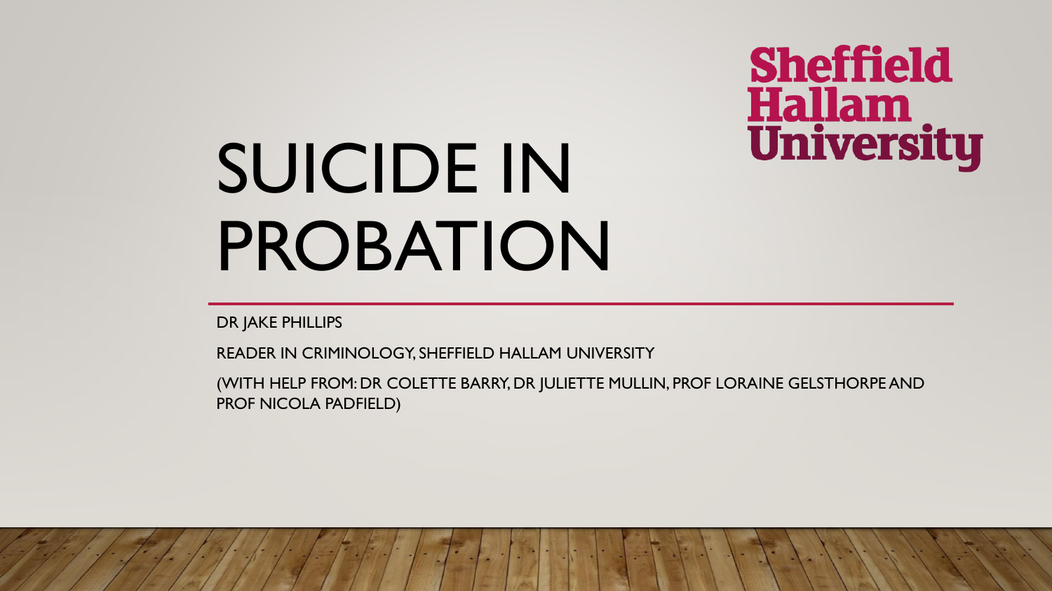# SUICIDE IN PROBATION

Sheffield Hallam University

DR JAKE PHILLIPS

READER IN CRIMINOLOGY, SHEFFIELD HALLAM UNIVERSITY

(WITH HELP FROM: DR COLETTE BARRY, DR JULIETTE MULLIN, PROF LORAINE GELSTHORPE AND PROF NICOLA PADFIELD)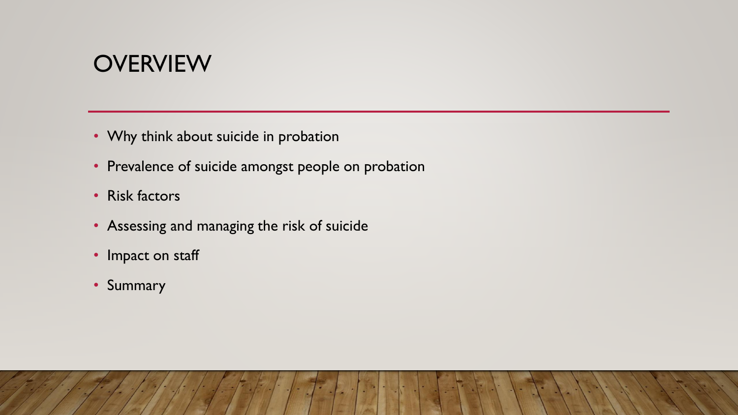# OVERVIEW

- Why think about suicide in probation
- Prevalence of suicide amongst people on probation
- Risk factors
- Assessing and managing the risk of suicide
- Impact on staff
- Summary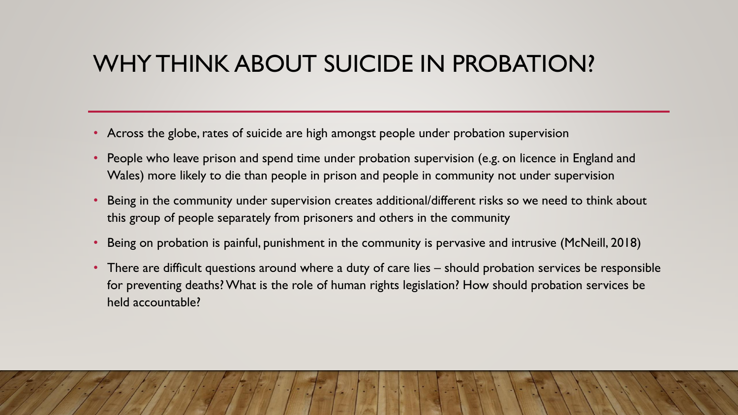# WHY THINK ABOUT SUICIDE IN PROBATION?

- Across the globe, rates of suicide are high amongst people under probation supervision
- People who leave prison and spend time under probation supervision (e.g. on licence in England and Wales) more likely to die than people in prison and people in community not under supervision
- Being in the community under supervision creates additional/different risks so we need to think about this group of people separately from prisoners and others in the community
- Being on probation is painful, punishment in the community is pervasive and intrusive (McNeill, 2018)
- There are difficult questions around where a duty of care lies – should probation services be responsible for preventing deaths? What is the role of human rights legislation? How should probation services be held accountable?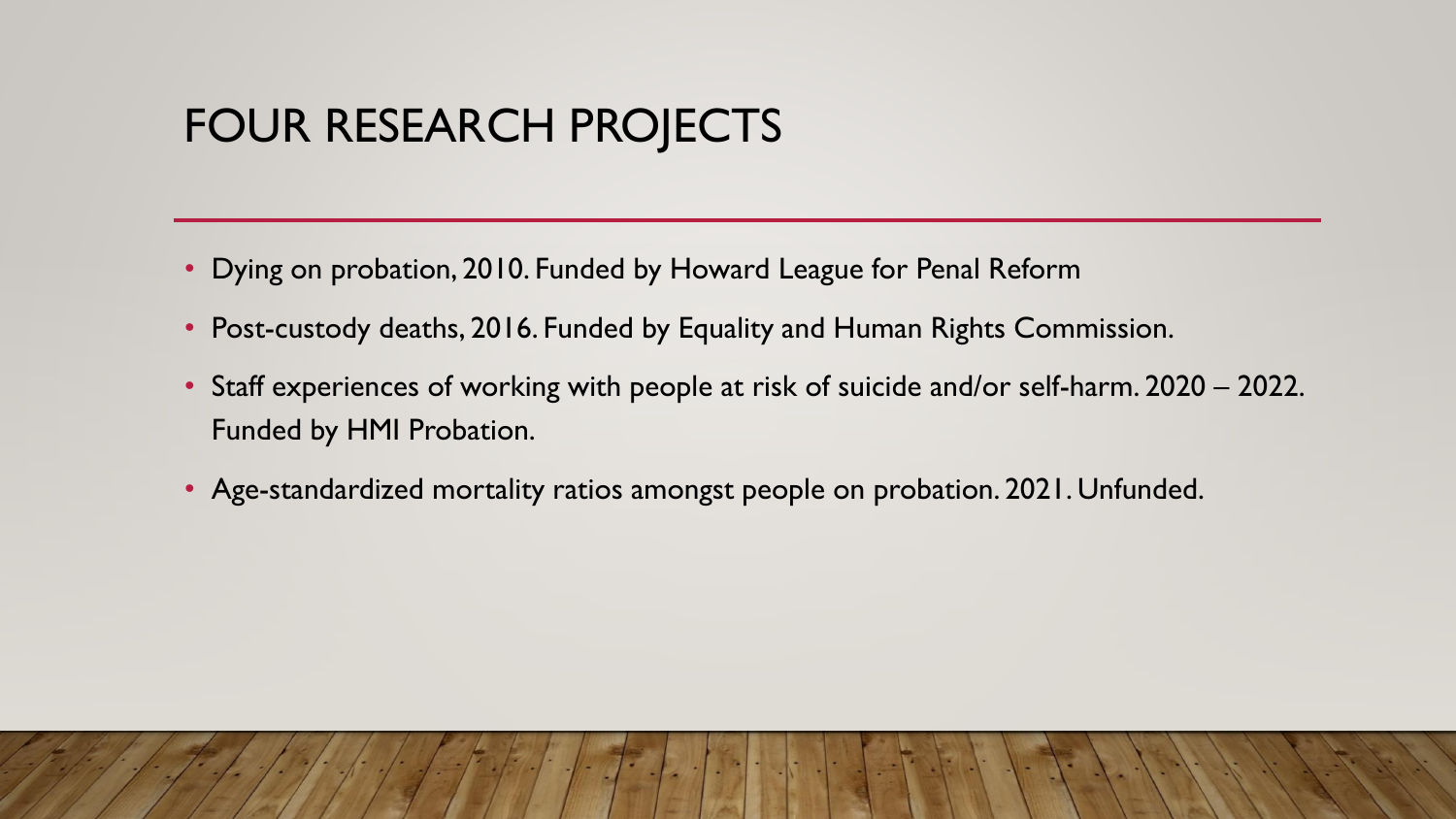# FOUR RESEARCH PROJECTS

- Dying on probation, 2010. Funded by Howard League for Penal Reform
- Post-custody deaths, 2016. Funded by Equality and Human Rights Commission.
- Staff experiences of working with people at risk of suicide and/or self-harm. 2020 – 2022. Funded by HMI Probation.
- Age-standardized mortality ratios amongst people on probation. 2021. Unfunded.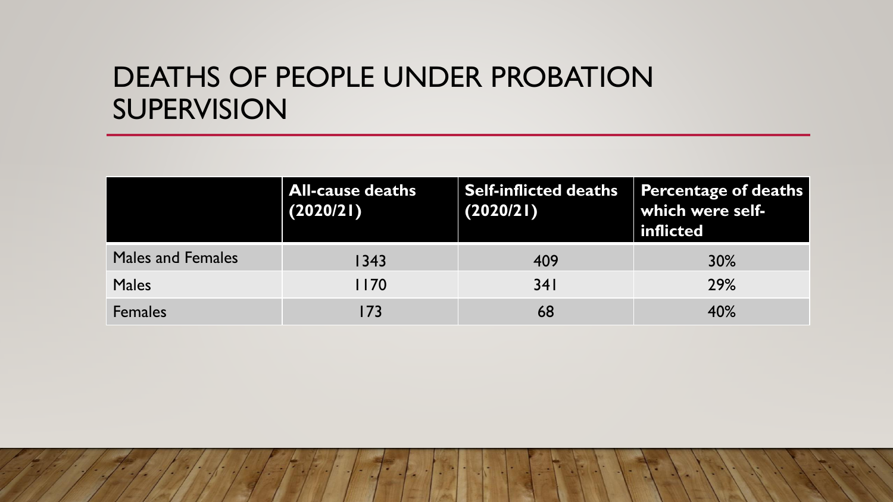# DEATHS OF PEOPLE UNDER PROBATION SUPERVISION

| | All-cause deaths (2020/21) | Self-inflicted deaths (2020/21) | Percentage of deaths which were self-inflicted |
|---|---|---|---|
| Males and Females | 1343 | 409 | 30% |
| Males | 1170 | 341 | 29% |
| Females | 173 | 68 | 40% |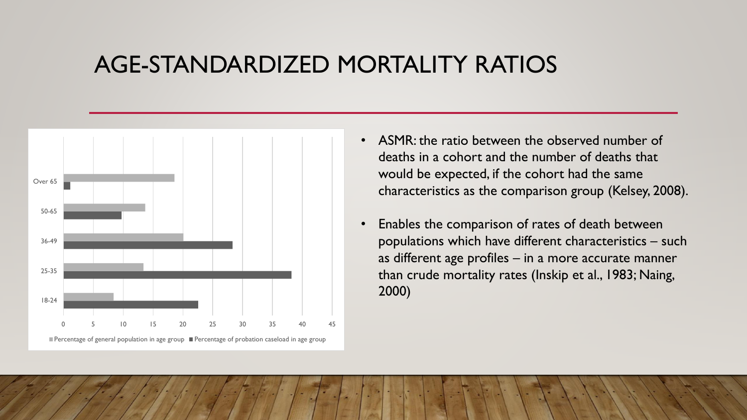# AGE-STANDARDIZED MORTALITY RATIOS

Over 65
50-65
36-49
25-35
18-24

0 5 10 15 20 25 30 35 40 45

■ Percentage of general population in age group ■ Percentage of probation caseload in age group

- ASMR: the ratio between the observed number of deaths in a cohort and the number of deaths that would be expected, if the cohort had the same characteristics as the comparison group (Kelsey, 2008).
- Enables the comparison of rates of death between populations which have different characteristics – such as different age profiles – in a more accurate manner than crude mortality rates (Inskip et al., 1983; Naing, 2000)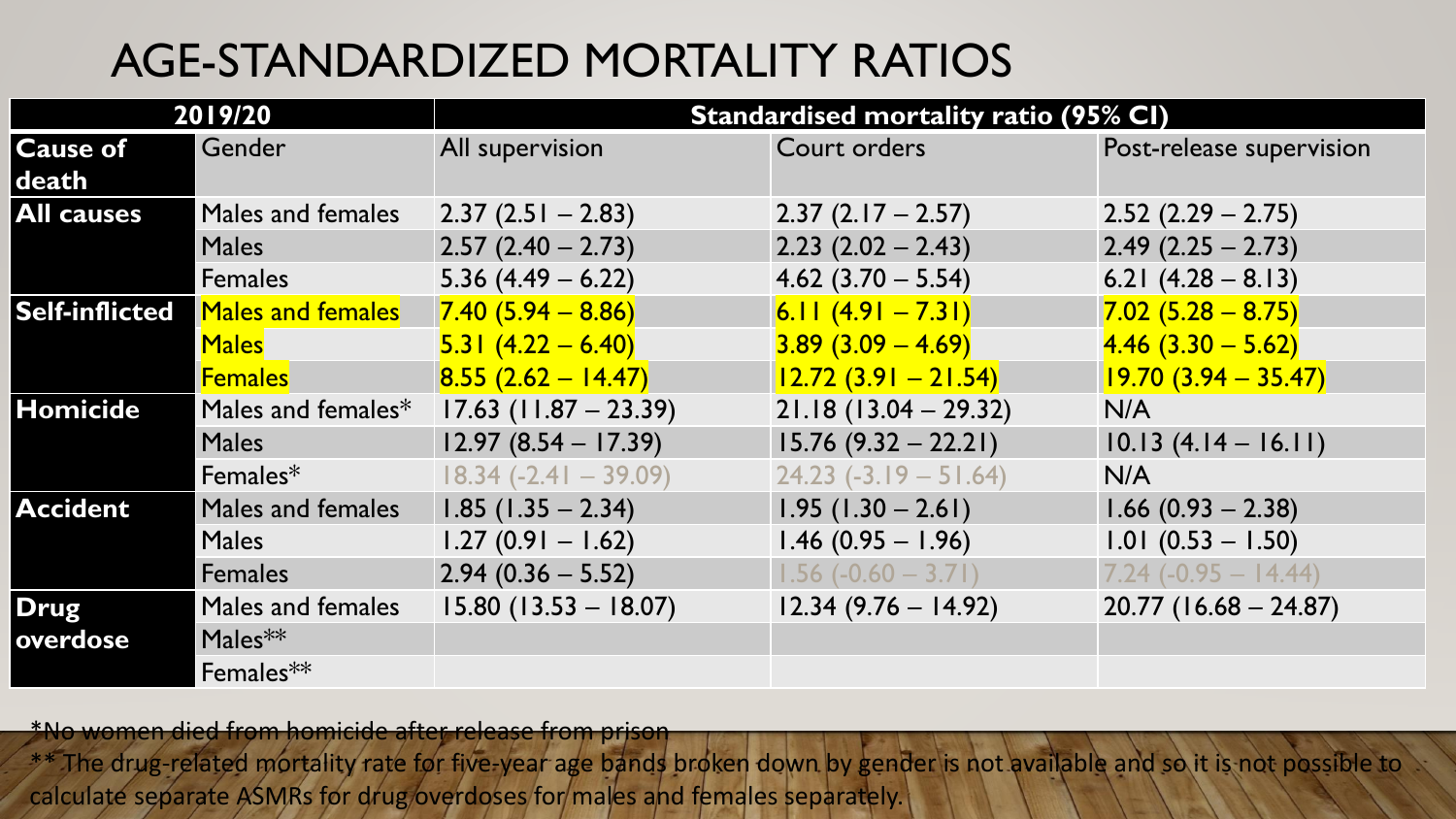# AGE-STANDARDIZED MORTALITY RATIOS

| 2019/20 | | Standardised mortality ratio (95% CI) | | |
|---|---|---|---|---|
| **Cause of death** | Gender | All supervision | Court orders | Post-release supervision |
| **All causes** | Males and females | 2.37 (2.51 – 2.83) | 2.37 (2.17 – 2.57) | 2.52 (2.29 – 2.75) |
| | Males | 2.57 (2.40 – 2.73) | 2.23 (2.02 – 2.43) | 2.49 (2.25 – 2.73) |
| | Females | 5.36 (4.49 – 6.22) | 4.62 (3.70 – 5.54) | 6.21 (4.28 – 8.13) |
| **Self-inflicted** | Males and females | 7.40 (5.94 – 8.86) | 6.11 (4.91 – 7.31) | 7.02 (5.28 – 8.75) |
| | Males | 5.31 (4.22 – 6.40) | 3.89 (3.09 – 4.69) | 4.46 (3.30 – 5.62) |
| | Females | 8.55 (2.62 – 14.47) | 12.72 (3.91 – 21.54) | 19.70 (3.94 – 35.47) |
| **Homicide** | Males and females* | 17.63 (11.87 – 23.39) | 21.18 (13.04 – 29.32) | N/A |
| | Males | 12.97 (8.54 – 17.39) | 15.76 (9.32 – 22.21) | 10.13 (4.14 – 16.11) |
| | Females* | 18.34 (-2.41 – 39.09) | 24.23 (-3.19 – 51.64) | N/A |
| **Accident** | Males and females | 1.85 (1.35 – 2.34) | 1.95 (1.30 – 2.61) | 1.66 (0.93 – 2.38) |
| | Males | 1.27 (0.91 – 1.62) | 1.46 (0.95 – 1.96) | 1.01 (0.53 – 1.50) |
| | Females | 2.94 (0.36 – 5.52) | 1.56 (-0.60 – 3.71) | 7.24 (-0.95 – 14.44) |
| **Drug overdose** | Males and females | 15.80 (13.53 – 18.07) | 12.34 (9.76 – 14.92) | 20.77 (16.68 – 24.87) |
| | Males** | | | |
| | Females** | | | |

*No women died from homicide after release from prison

** The drug-related mortality rate for five-year age bands broken down by gender is not available and so it is not possible to calculate separate ASMRs for drug overdoses for males and females separately.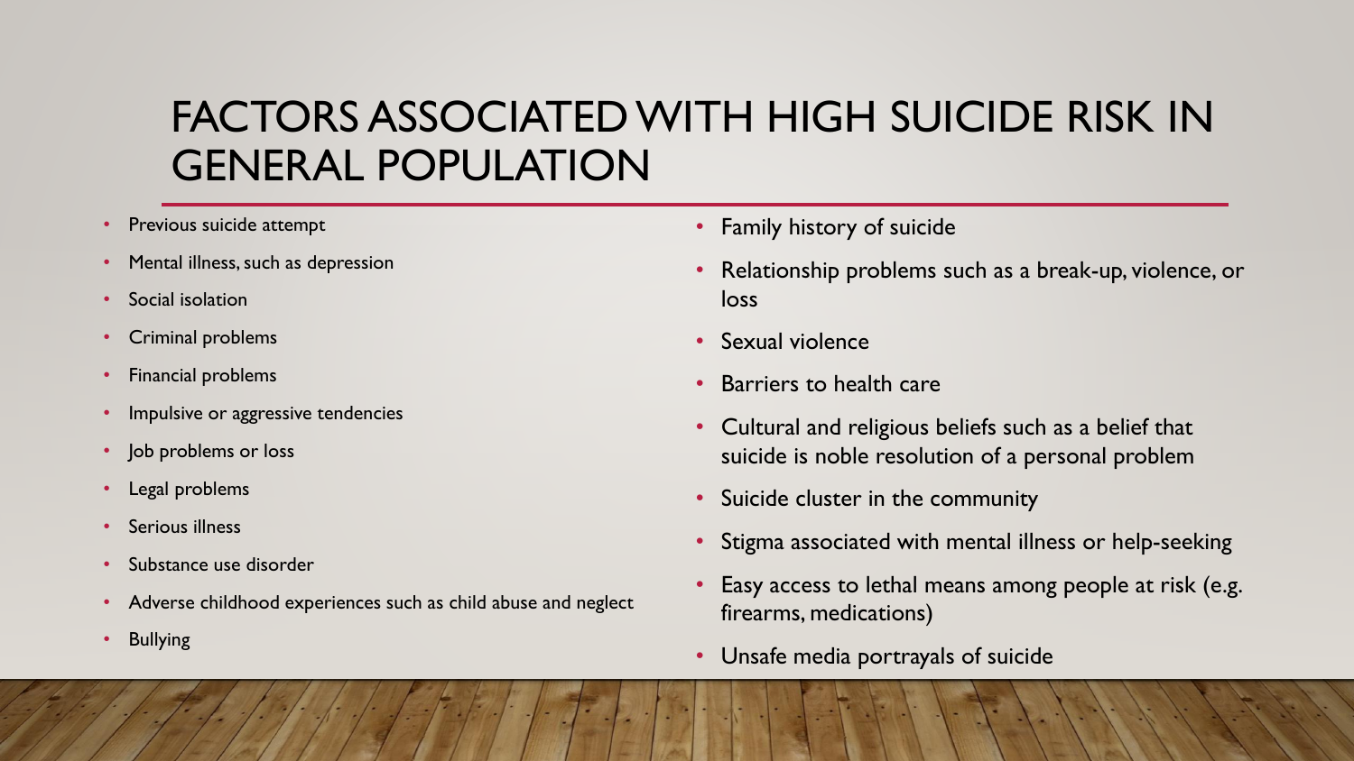# FACTORS ASSOCIATED WITH HIGH SUICIDE RISK IN GENERAL POPULATION

- Previous suicide attempt
- Mental illness, such as depression
- Social isolation
- Criminal problems
- Financial problems
- Impulsive or aggressive tendencies
- Job problems or loss
- Legal problems
- Serious illness
- Substance use disorder
- Adverse childhood experiences such as child abuse and neglect
- Bullying
- Family history of suicide
- Relationship problems such as a break-up, violence, or loss
- Sexual violence
- Barriers to health care
- Cultural and religious beliefs such as a belief that suicide is noble resolution of a personal problem
- Suicide cluster in the community
- Stigma associated with mental illness or help-seeking
- Easy access to lethal means among people at risk (e.g. firearms, medications)
- Unsafe media portrayals of suicide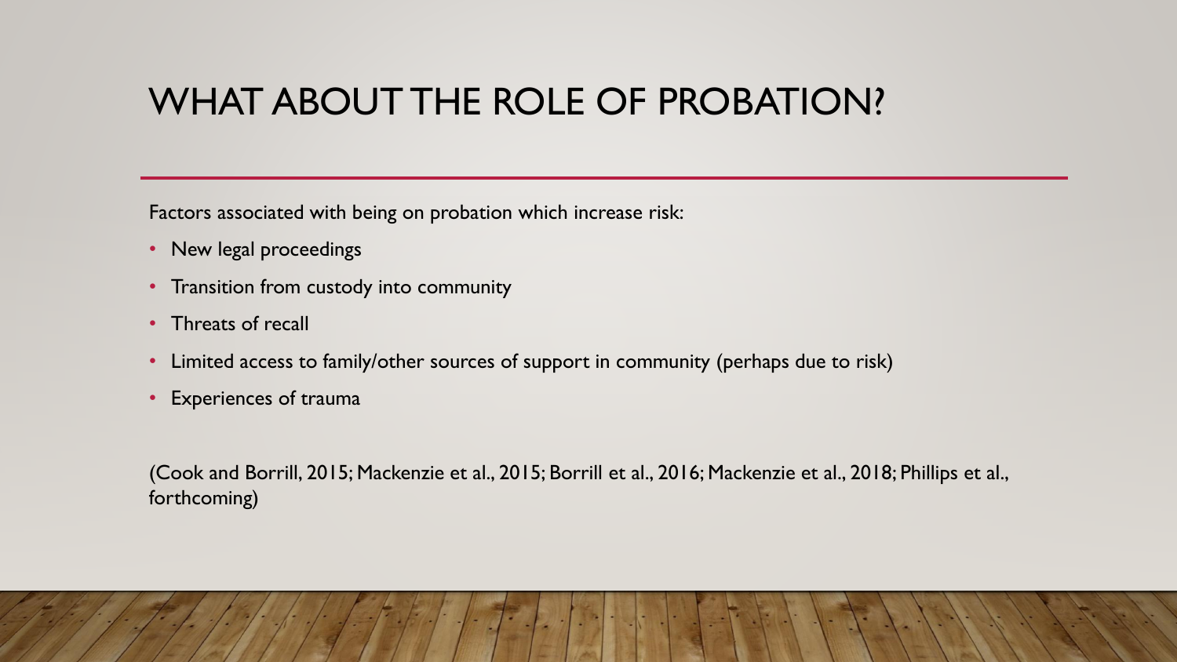# WHAT ABOUT THE ROLE OF PROBATION?

Factors associated with being on probation which increase risk:

- New legal proceedings
- Transition from custody into community
- Threats of recall
- Limited access to family/other sources of support in community (perhaps due to risk)
- Experiences of trauma

(Cook and Borrill, 2015; Mackenzie et al., 2015; Borrill et al., 2016; Mackenzie et al., 2018; Phillips et al., forthcoming)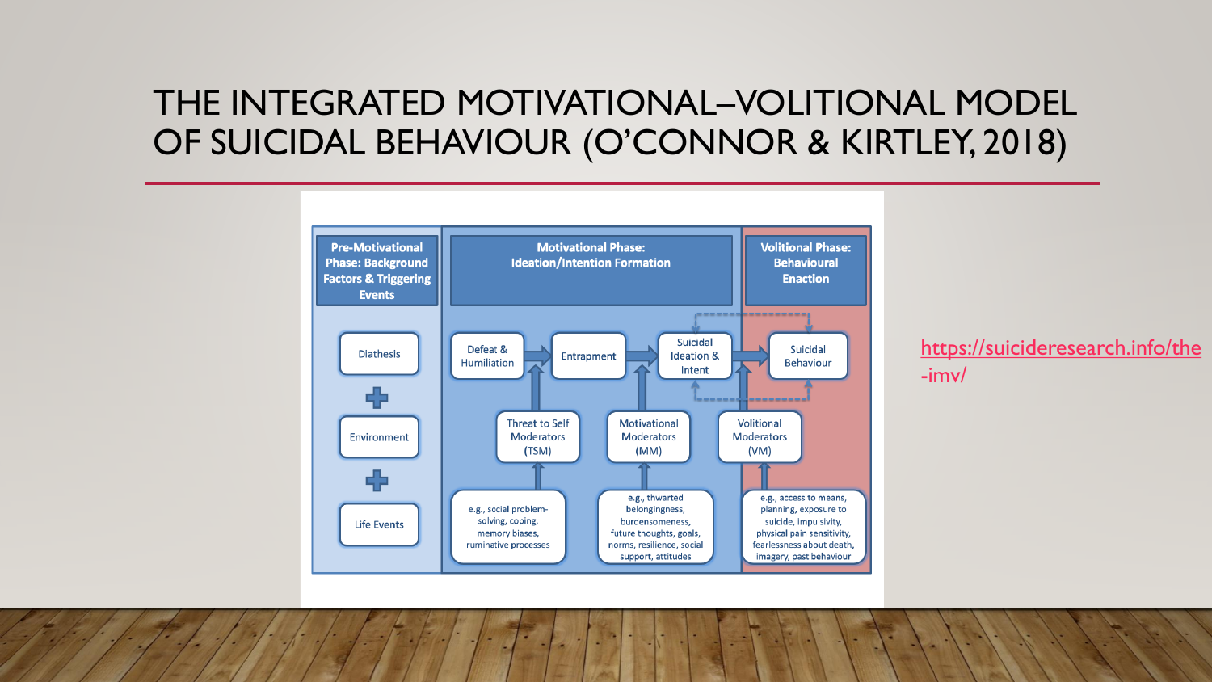# THE INTEGRATED MOTIVATIONAL–VOLITIONAL MODEL OF SUICIDAL BEHAVIOUR (O'CONNOR & KIRTLEY, 2018)

**Pre-Motivational Phase: Background Factors & Triggering Events**

- Diathesis
- +
- Environment
- +
- Life Events

**Motivational Phase: Ideation/Intention Formation**

Defeat & Humiliation → Entrapment → Suicidal Ideation & Intent

- Threat to Self Moderators (TSM): e.g., social problem-solving, coping, memory biases, ruminative processes
- Motivational Moderators (MM): e.g., thwarted belongingness, burdensomeness, future thoughts, goals, norms, resilience, social support, attitudes

**Volitional Phase: Behavioural Enaction**

Suicidal Behaviour

- Volitional Moderators (VM): e.g., access to means, planning, exposure to suicide, impulsivity, physical pain sensitivity, fearlessness about death, imagery, past behaviour

https://suicideresearch.info/the-imv/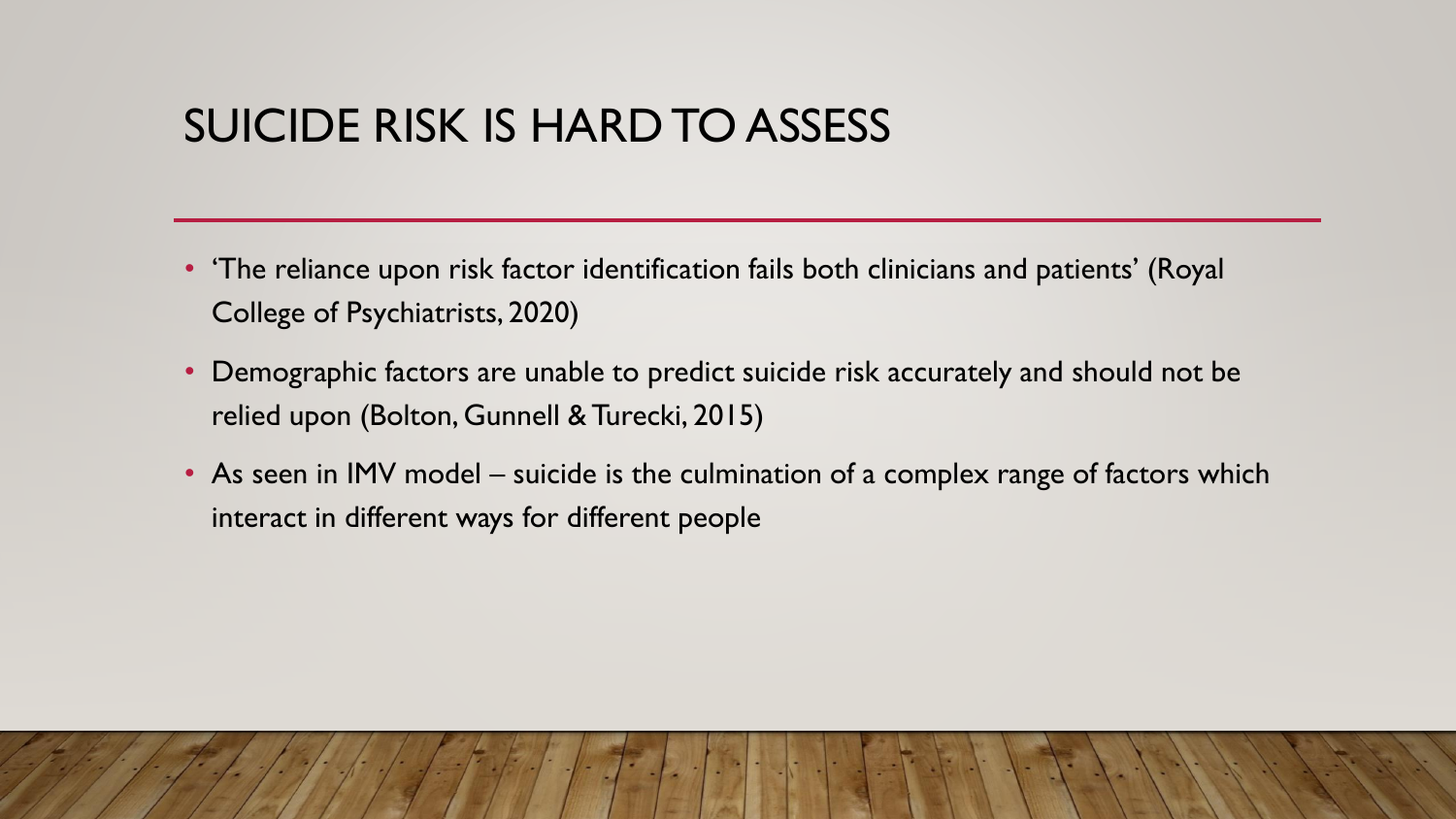# SUICIDE RISK IS HARD TO ASSESS

- 'The reliance upon risk factor identification fails both clinicians and patients' (Royal College of Psychiatrists, 2020)
- Demographic factors are unable to predict suicide risk accurately and should not be relied upon (Bolton, Gunnell & Turecki, 2015)
- As seen in IMV model – suicide is the culmination of a complex range of factors which interact in different ways for different people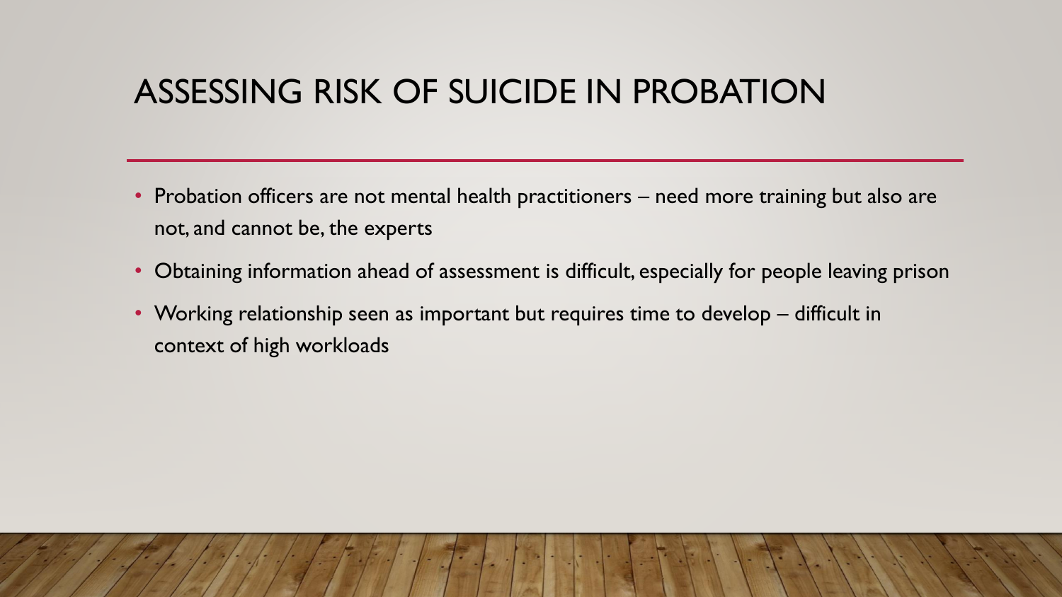# ASSESSING RISK OF SUICIDE IN PROBATION

- Probation officers are not mental health practitioners – need more training but also are not, and cannot be, the experts
- Obtaining information ahead of assessment is difficult, especially for people leaving prison
- Working relationship seen as important but requires time to develop – difficult in context of high workloads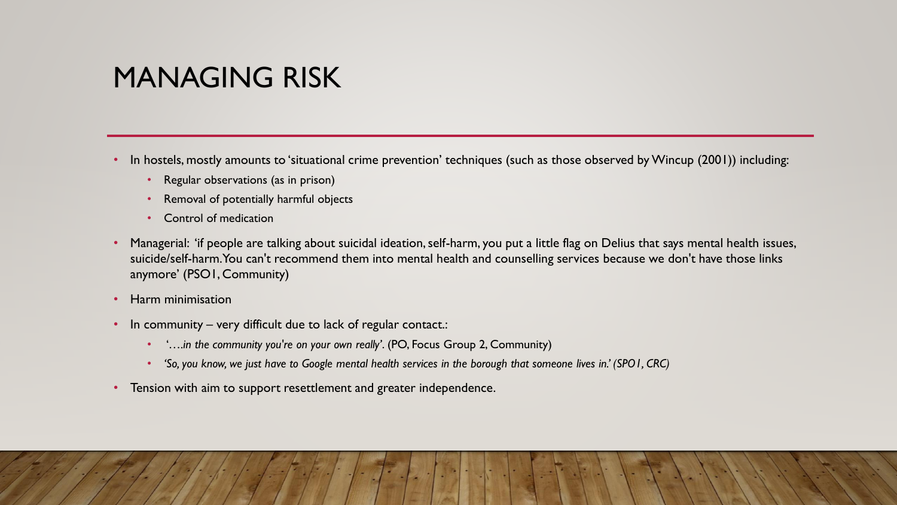# MANAGING RISK

- In hostels, mostly amounts to 'situational crime prevention' techniques (such as those observed by Wincup (2001)) including:
  - Regular observations (as in prison)
  - Removal of potentially harmful objects
  - Control of medication
- Managerial: 'if people are talking about suicidal ideation, self-harm, you put a little flag on Delius that says mental health issues, suicide/self-harm. You can't recommend them into mental health and counselling services because we don't have those links anymore' (PSO1, Community)
- Harm minimisation
- In community – very difficult due to lack of regular contact.:
  - *'….in the community you're on your own really'*. (PO, Focus Group 2, Community)
  - *'So, you know, we just have to Google mental health services in the borough that someone lives in.' (SPO1, CRC)*
- Tension with aim to support resettlement and greater independence.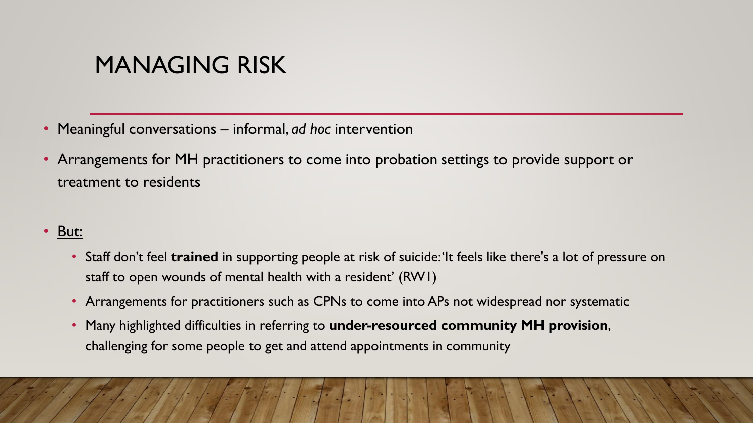# MANAGING RISK

- Meaningful conversations – informal, *ad hoc* intervention
- Arrangements for MH practitioners to come into probation settings to provide support or treatment to residents
- But:
  - Staff don't feel **trained** in supporting people at risk of suicide: 'It feels like there's a lot of pressure on staff to open wounds of mental health with a resident' (RW1)
  - Arrangements for practitioners such as CPNs to come into APs not widespread nor systematic
  - Many highlighted difficulties in referring to **under-resourced community MH provision**, challenging for some people to get and attend appointments in community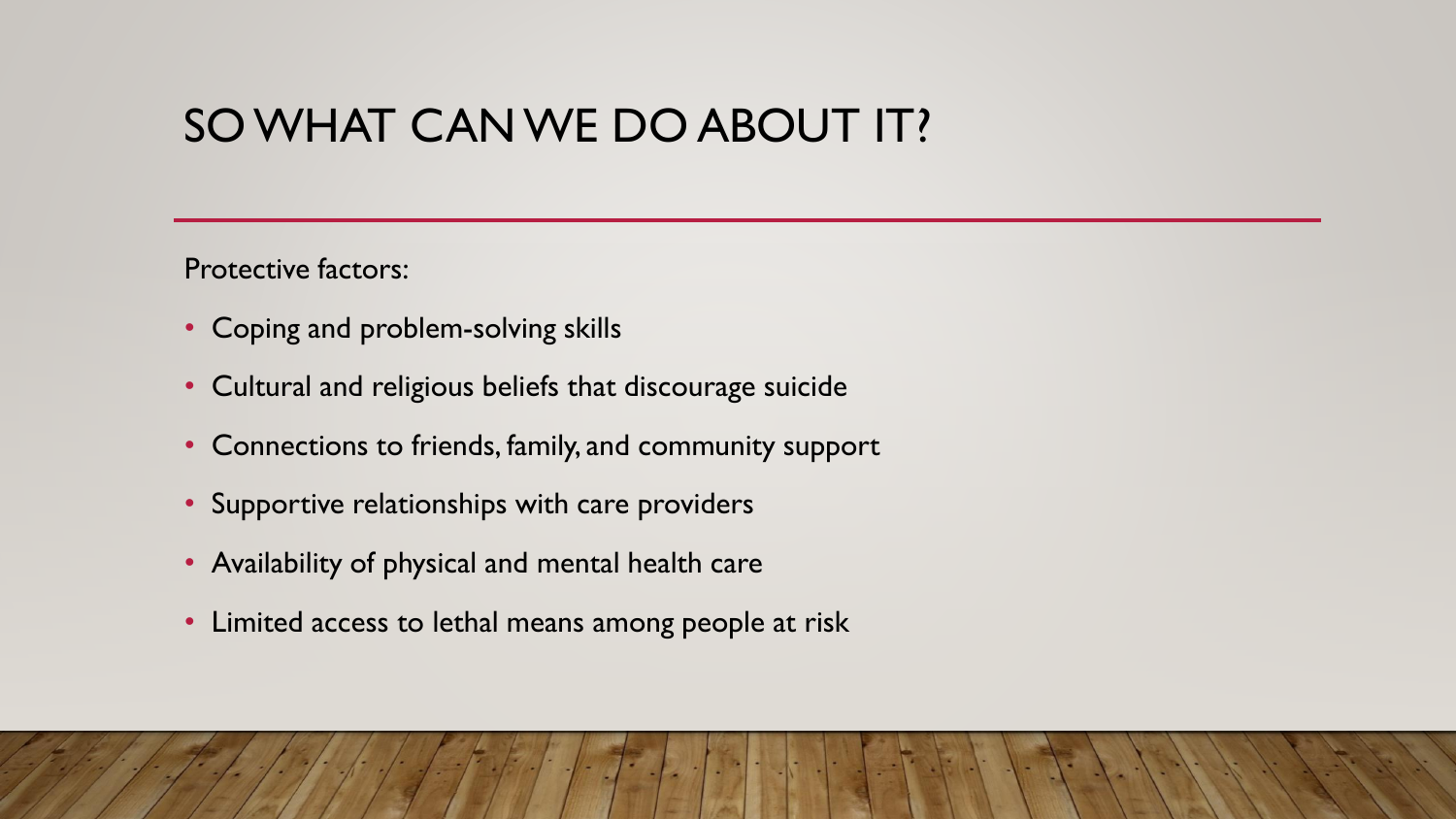# SO WHAT CAN WE DO ABOUT IT?

Protective factors:

- Coping and problem-solving skills
- Cultural and religious beliefs that discourage suicide
- Connections to friends, family, and community support
- Supportive relationships with care providers
- Availability of physical and mental health care
- Limited access to lethal means among people at risk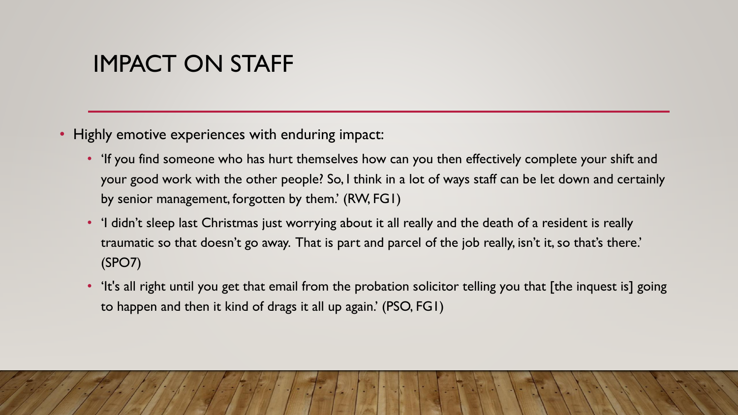# IMPACT ON STAFF

- Highly emotive experiences with enduring impact:
  - 'If you find someone who has hurt themselves how can you then effectively complete your shift and your good work with the other people? So, I think in a lot of ways staff can be let down and certainly by senior management, forgotten by them.' (RW, FG1)
  - 'I didn't sleep last Christmas just worrying about it all really and the death of a resident is really traumatic so that doesn't go away. That is part and parcel of the job really, isn't it, so that's there.' (SPO7)
  - 'It's all right until you get that email from the probation solicitor telling you that [the inquest is] going to happen and then it kind of drags it all up again.' (PSO, FG1)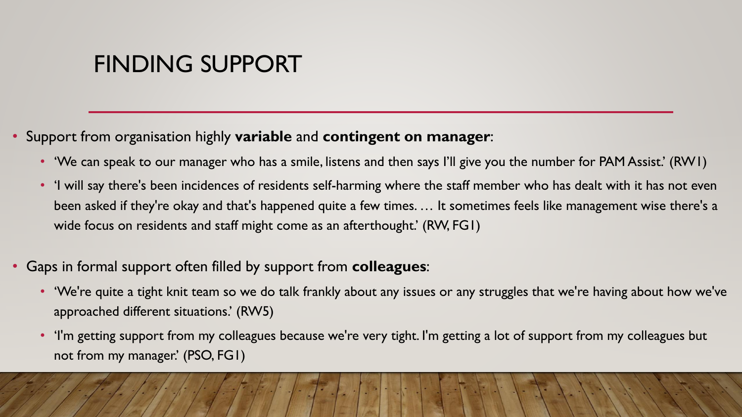# FINDING SUPPORT

- Support from organisation highly **variable** and **contingent on manager**:
  - 'We can speak to our manager who has a smile, listens and then says I'll give you the number for PAM Assist.' (RW1)
  - 'I will say there's been incidences of residents self-harming where the staff member who has dealt with it has not even been asked if they're okay and that's happened quite a few times. … It sometimes feels like management wise there's a wide focus on residents and staff might come as an afterthought.' (RW, FG1)
- Gaps in formal support often filled by support from **colleagues**:
  - 'We're quite a tight knit team so we do talk frankly about any issues or any struggles that we're having about how we've approached different situations.' (RW5)
  - 'I'm getting support from my colleagues because we're very tight. I'm getting a lot of support from my colleagues but not from my manager.' (PSO, FG1)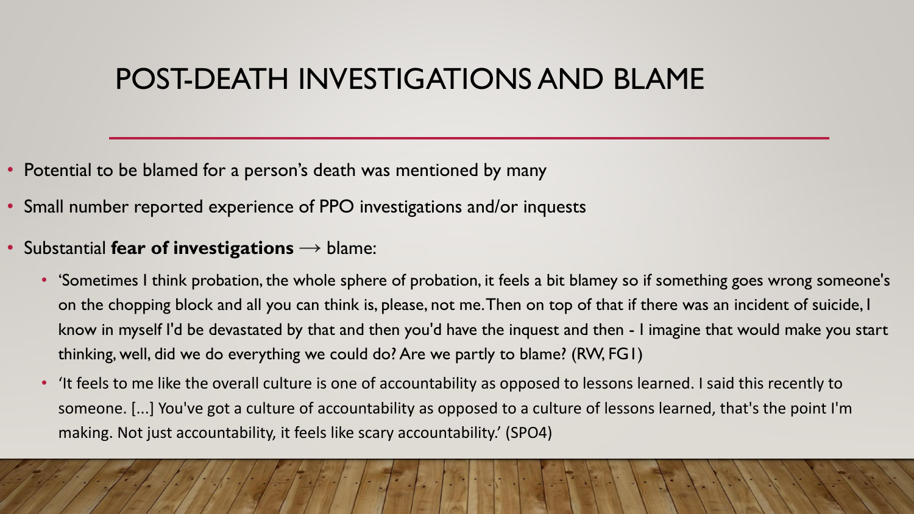# POST-DEATH INVESTIGATIONS AND BLAME

- Potential to be blamed for a person's death was mentioned by many
- Small number reported experience of PPO investigations and/or inquests
- Substantial **fear of investigations** → blame:
  - 'Sometimes I think probation, the whole sphere of probation, it feels a bit blamey so if something goes wrong someone's on the chopping block and all you can think is, please, not me. Then on top of that if there was an incident of suicide, I know in myself I'd be devastated by that and then you'd have the inquest and then - I imagine that would make you start thinking, well, did we do everything we could do? Are we partly to blame? (RW, FG1)
  - 'It feels to me like the overall culture is one of accountability as opposed to lessons learned. I said this recently to someone. [...] You've got a culture of accountability as opposed to a culture of lessons learned, that's the point I'm making. Not just accountability, it feels like scary accountability.' (SPO4)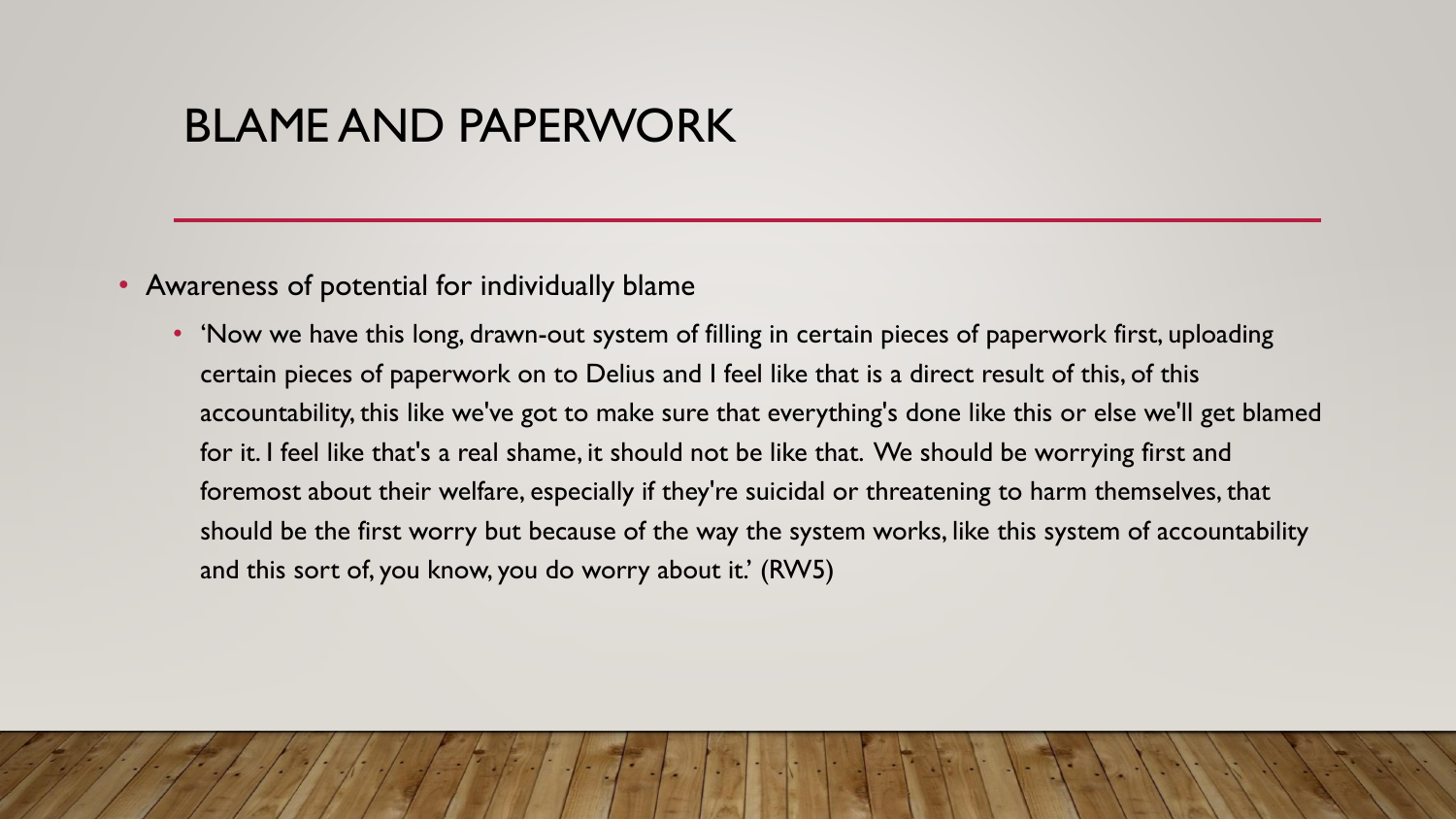# BLAME AND PAPERWORK

- Awareness of potential for individually blame
  - 'Now we have this long, drawn-out system of filling in certain pieces of paperwork first, uploading certain pieces of paperwork on to Delius and I feel like that is a direct result of this, of this accountability, this like we've got to make sure that everything's done like this or else we'll get blamed for it. I feel like that's a real shame, it should not be like that. We should be worrying first and foremost about their welfare, especially if they're suicidal or threatening to harm themselves, that should be the first worry but because of the way the system works, like this system of accountability and this sort of, you know, you do worry about it.' (RW5)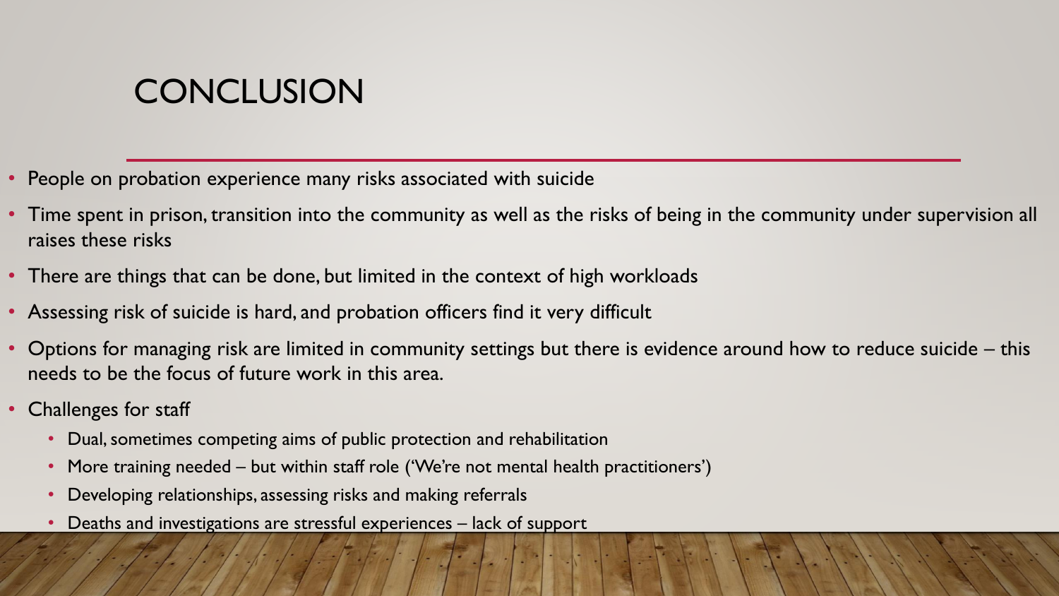# CONCLUSION

- People on probation experience many risks associated with suicide
- Time spent in prison, transition into the community as well as the risks of being in the community under supervision all raises these risks
- There are things that can be done, but limited in the context of high workloads
- Assessing risk of suicide is hard, and probation officers find it very difficult
- Options for managing risk are limited in community settings but there is evidence around how to reduce suicide – this needs to be the focus of future work in this area.
- Challenges for staff
  - Dual, sometimes competing aims of public protection and rehabilitation
  - More training needed – but within staff role ('We're not mental health practitioners')
  - Developing relationships, assessing risks and making referrals
  - Deaths and investigations are stressful experiences – lack of support